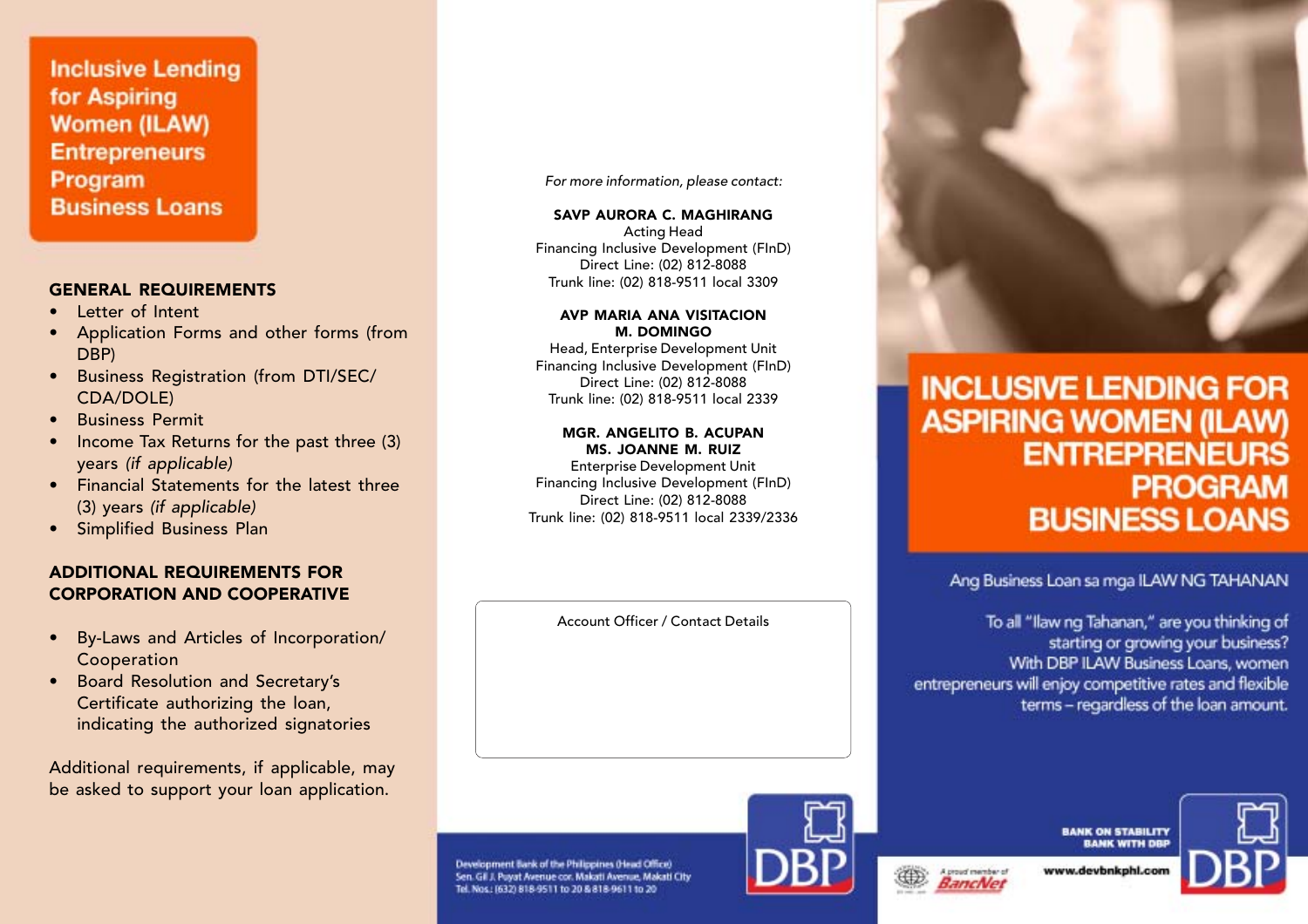# Inclusive Lending for Aspiring Women (ILAW) Entrepreneurs Program Business Loans

## GENERAL REQUIREMENTS

- Letter of Intent
- Application Forms and other forms (from DBP)
- Business Registration (from DTI/SEC/CDA/DOLE)
- Business Permit
- Income Tax Returns for the past three (3) years *(if applicable)*
- Financial Statements for the latest three (3) years *(if applicable)*
- Simplified Business Plan

## ADDITIONAL REQUIREMENTS FOR CORPORATION AND COOPERATIVE

- By-Laws and Articles of Incorporation/Cooperation
- Board Resolution and Secretary's Certificate authorizing the loan, indicating the authorized signatories

Additional requirements, if applicable, may be asked to support your loan application.

*For more information, please contact:*

**SAVP AURORA C. MAGHIRANG**
Acting Head
Financing Inclusive Development (FInD)
Direct Line: (02) 812-8088
Trunk line: (02) 818-9511 local 3309

**AVP MARIA ANA VISITACION M. DOMINGO**
Head, Enterprise Development Unit
Financing Inclusive Development (FInD)
Direct Line: (02) 812-8088
Trunk line: (02) 818-9511 local 2339

**MGR. ANGELITO B. ACUPAN**
**MS. JOANNE M. RUIZ**
Enterprise Development Unit
Financing Inclusive Development (FInD)
Direct Line: (02) 812-8088
Trunk line: (02) 818-9511 local 2339/2336

Account Officer / Contact Details

Development Bank of the Philippines (Head Office)
Sen. Gil J. Puyat Avenue cor. Makati Avenue, Makati City
Tel. Nos.: (632) 818-9511 to 20 & 818-9611 to 20

DBP

# INCLUSIVE LENDING FOR ASPIRING WOMEN (ILAW) ENTREPRENEURS PROGRAM BUSINESS LOANS

Ang Business Loan sa mga ILAW NG TAHANAN

To all "Ilaw ng Tahanan," are you thinking of starting or growing your business? With DBP ILAW Business Loans, women entrepreneurs will enjoy competitive rates and flexible terms – regardless of the loan amount.

A proud member of BancNet

BANK ON STABILITY
BANK WITH DBP

www.devbnkphl.com

DBP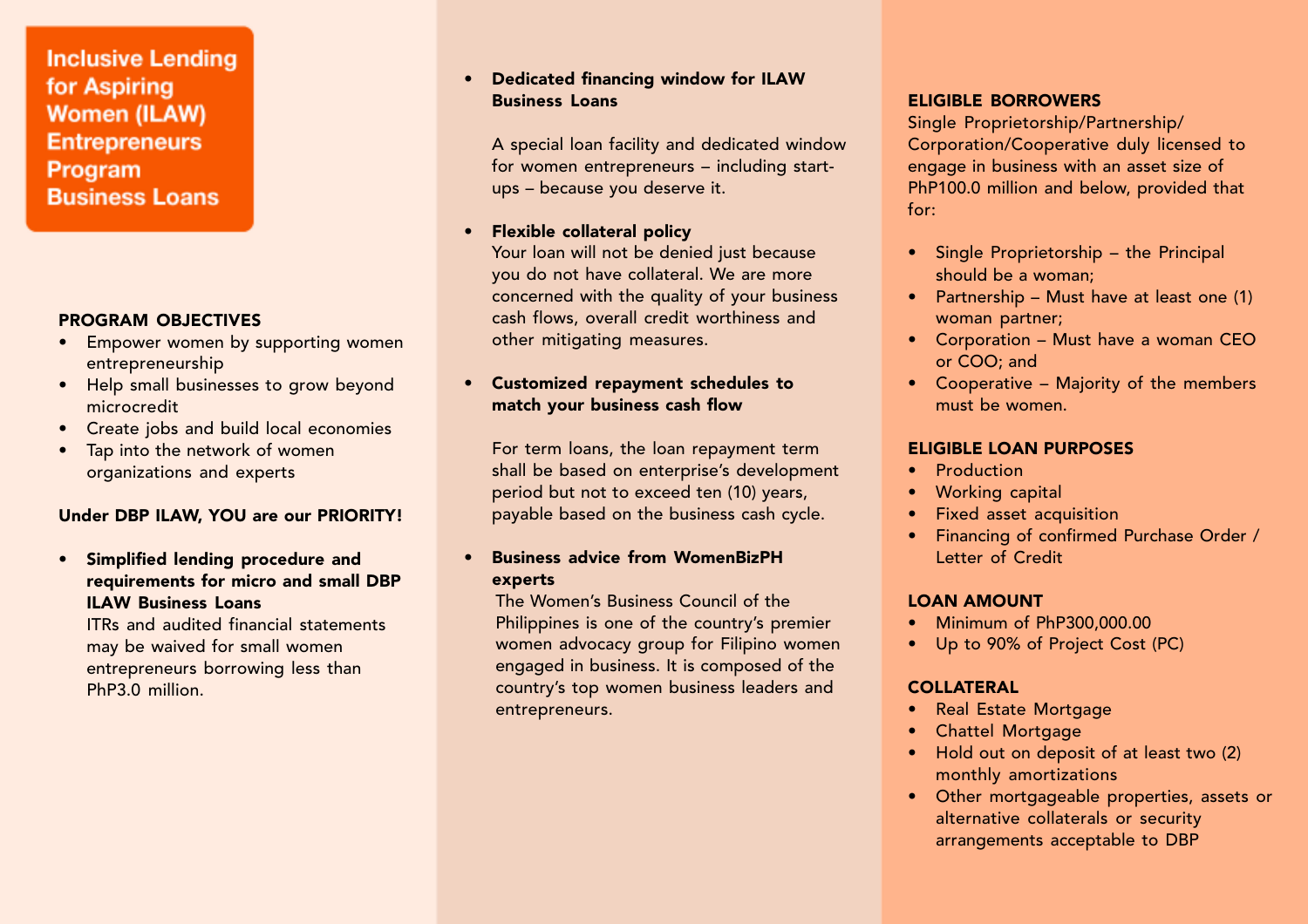# Inclusive Lending for Aspiring Women (ILAW) Entrepreneurs Program Business Loans

## PROGRAM OBJECTIVES

- Empower women by supporting women entrepreneurship
- Help small businesses to grow beyond microcredit
- Create jobs and build local economies
- Tap into the network of women organizations and experts

**Under DBP ILAW, YOU are our PRIORITY!**

- **Simplified lending procedure and requirements for micro and small DBP ILAW Business Loans**

  ITRs and audited financial statements may be waived for small women entrepreneurs borrowing less than PhP3.0 million.

- **Dedicated financing window for ILAW Business Loans**

  A special loan facility and dedicated window for women entrepreneurs – including start-ups – because you deserve it.

- **Flexible collateral policy**

  Your loan will not be denied just because you do not have collateral. We are more concerned with the quality of your business cash flows, overall credit worthiness and other mitigating measures.

- **Customized repayment schedules to match your business cash flow**

  For term loans, the loan repayment term shall be based on enterprise's development period but not to exceed ten (10) years, payable based on the business cash cycle.

- **Business advice from WomenBizPH experts**

  The Women's Business Council of the Philippines is one of the country's premier women advocacy group for Filipino women engaged in business. It is composed of the country's top women business leaders and entrepreneurs.

## ELIGIBLE BORROWERS

Single Proprietorship/Partnership/Corporation/Cooperative duly licensed to engage in business with an asset size of PhP100.0 million and below, provided that for:

- Single Proprietorship – the Principal should be a woman;
- Partnership – Must have at least one (1) woman partner;
- Corporation – Must have a woman CEO or COO; and
- Cooperative – Majority of the members must be women.

## ELIGIBLE LOAN PURPOSES

- Production
- Working capital
- Fixed asset acquisition
- Financing of confirmed Purchase Order / Letter of Credit

## LOAN AMOUNT

- Minimum of PhP300,000.00
- Up to 90% of Project Cost (PC)

## COLLATERAL

- Real Estate Mortgage
- Chattel Mortgage
- Hold out on deposit of at least two (2) monthly amortizations
- Other mortgageable properties, assets or alternative collaterals or security arrangements acceptable to DBP